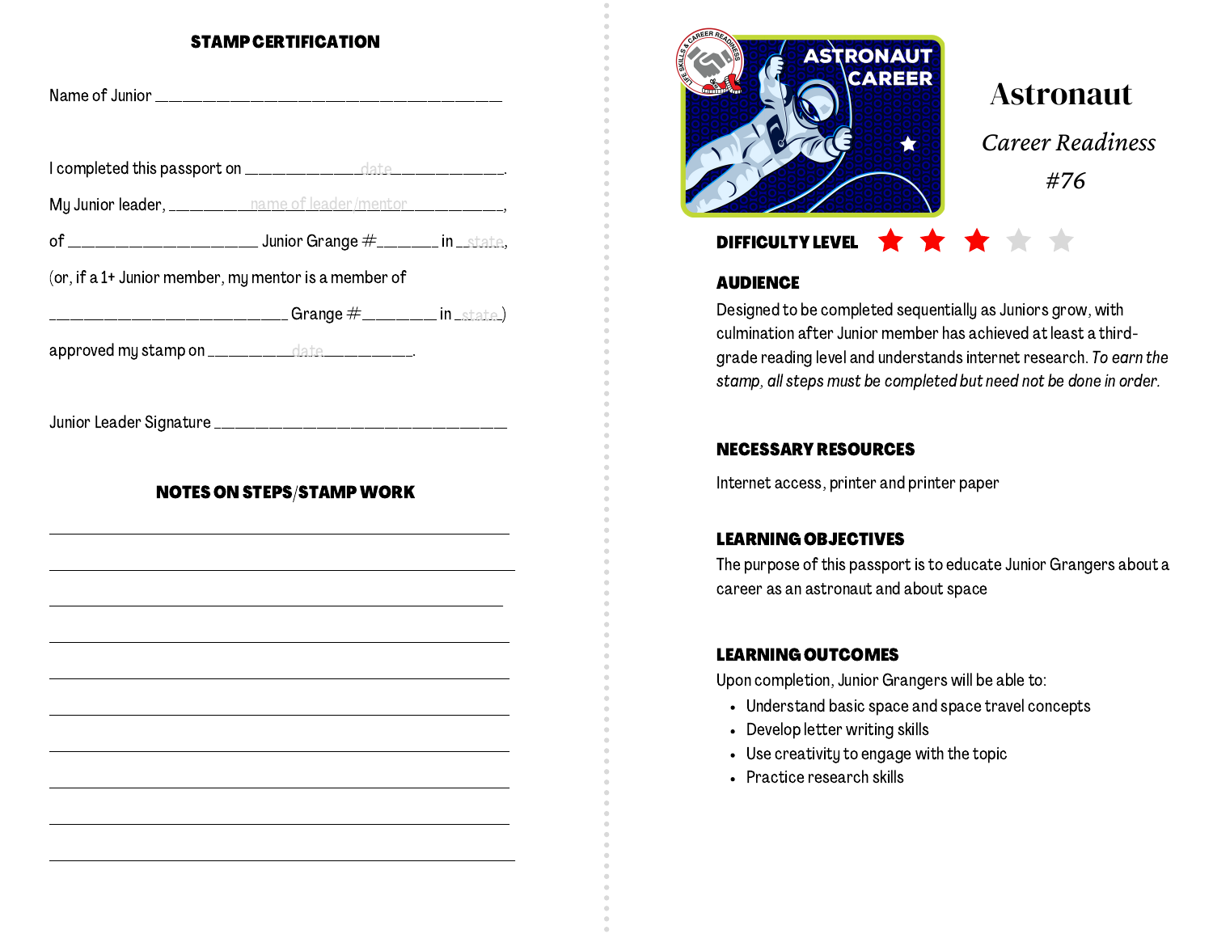## STAMP CERTIFICATION

Name of Junior ________________________________________

I completed this passport on ____________date____________.

My Junior leader, _______name of leader/mentor__________,

of ____________________ Junior Grange #______ in __state,

(or, if a 1+ Junior member, my mentor is a member of

__________________________ Grange #________ in _state_)

approved my stamp on _________date_________.

Junior Leader Signature ________________________________

## NOTES ON STEPS/STAMP WORK

______________________________________________________

______________________________________________________

______________________________________________________

______________________________________________________

______________________________________________________

______________________________________________________

______________________________________________________

______________________________________________________

______________________________________________________

______________________________________________________

# Astronaut

*Career Readiness*

*#76*

**DIFFICULTY LEVEL** ★★★☆☆

### AUDIENCE

Designed to be completed sequentially as Juniors grow, with culmination after Junior member has achieved at least a third-grade reading level and understands internet research. *To earn the stamp, all steps must be completed but need not be done in order.*

### NECESSARY RESOURCES

Internet access, printer and printer paper

### LEARNING OBJECTIVES

The purpose of this passport is to educate Junior Grangers about a career as an astronaut and about space

### LEARNING OUTCOMES

Upon completion, Junior Grangers will be able to:

- Understand basic space and space travel concepts
- Develop letter writing skills
- Use creativity to engage with the topic
- Practice research skills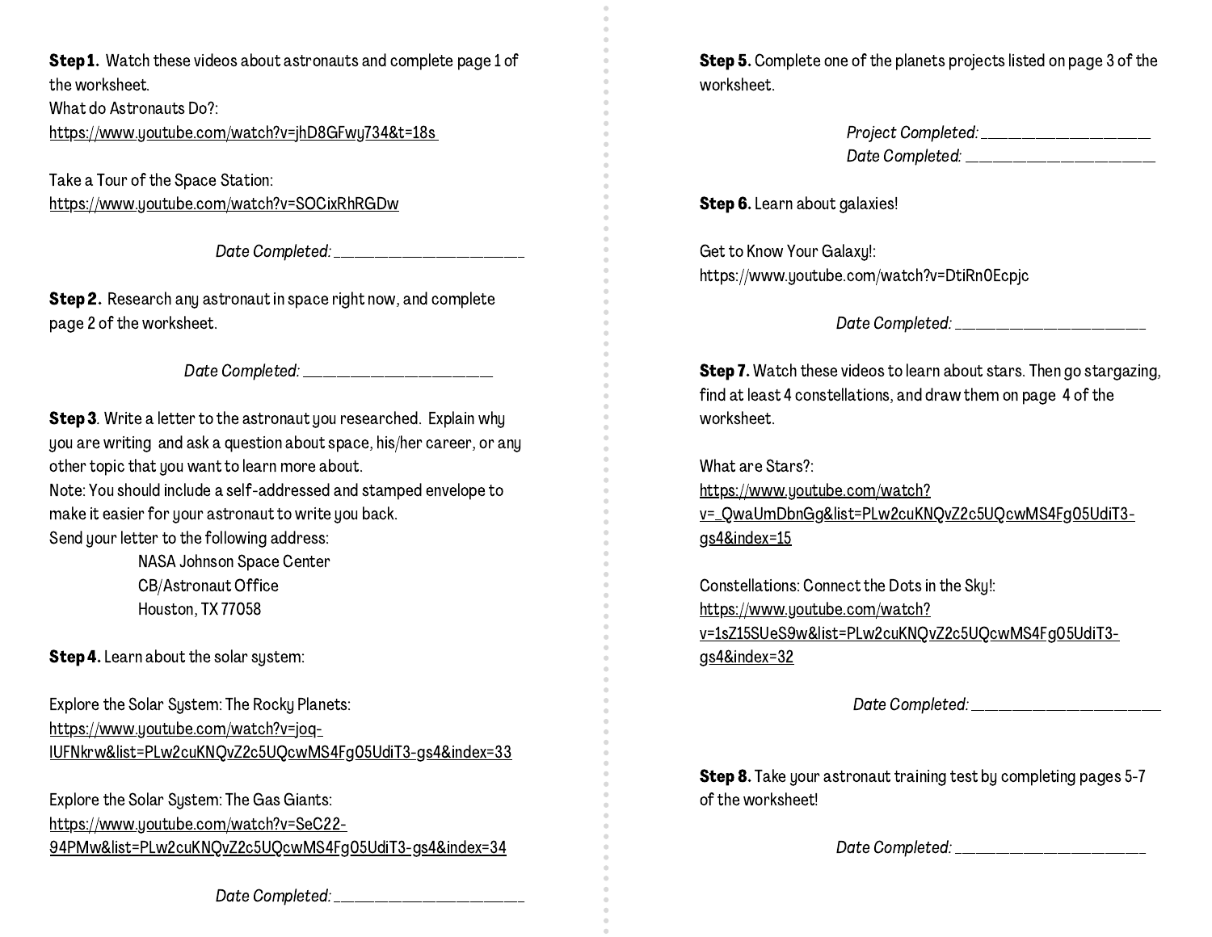**Step 1.** Watch these videos about astronauts and complete page 1 of the worksheet.
What do Astronauts Do?:
https://www.youtube.com/watch?v=jhD8GFwy734&t=18s

Take a Tour of the Space Station:
https://www.youtube.com/watch?v=SOCixRhRGDw

*Date Completed:* ______________________

**Step 2.** Research any astronaut in space right now, and complete page 2 of the worksheet.

*Date Completed:* ______________________

**Step 3**. Write a letter to the astronaut you researched. Explain why you are writing and ask a question about space, his/her career, or any other topic that you want to learn more about.
Note: You should include a self-addressed and stamped envelope to make it easier for your astronaut to write you back.
Send your letter to the following address:

NASA Johnson Space Center
CB/Astronaut Office
Houston, TX 77058

**Step 4.** Learn about the solar system:

Explore the Solar System: The Rocky Planets:
https://www.youtube.com/watch?v=joq-IUFNkrw&list=PLw2cuKNQvZ2c5UQcwMS4FgO5UdiT3-gs4&index=33

Explore the Solar System: The Gas Giants:
https://www.youtube.com/watch?v=SeC22-94PMw&list=PLw2cuKNQvZ2c5UQcwMS4FgO5UdiT3-gs4&index=34

*Date Completed:* ______________________

**Step 5.** Complete one of the planets projects listed on page 3 of the worksheet.

*Project Completed:* ____________________
*Date Completed:* ______________________

**Step 6.** Learn about galaxies!

Get to Know Your Galaxy!:
https://www.youtube.com/watch?v=DtiRn0Ecpjc

*Date Completed:* ______________________

**Step 7.** Watch these videos to learn about stars. Then go stargazing, find at least 4 constellations, and draw them on page 4 of the worksheet.

What are Stars?:
https://www.youtube.com/watch?v=_QwaUmDbnGg&list=PLw2cuKNQvZ2c5UQcwMS4FgO5UdiT3-gs4&index=15

Constellations: Connect the Dots in the Sky!:
https://www.youtube.com/watch?v=1sZ15SUeS9w&list=PLw2cuKNQvZ2c5UQcwMS4FgO5UdiT3-gs4&index=32

*Date Completed:* ______________________

**Step 8.** Take your astronaut training test by completing pages 5-7 of the worksheet!

*Date Completed:* ______________________